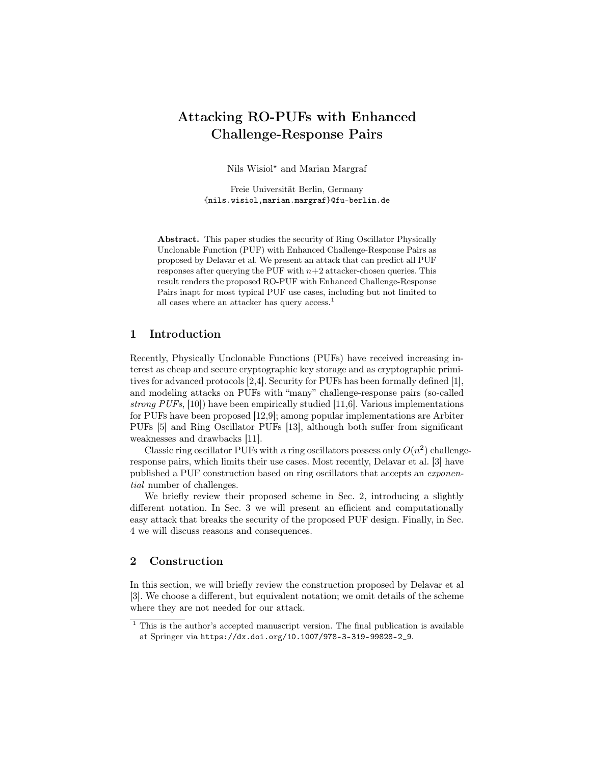# Attacking RO-PUFs with Enhanced Challenge-Response Pairs

Nils Wisiol* and Marian Margraf

Freie Universität Berlin, Germany
{nils.wisiol,marian.margraf}@fu-berlin.de

**Abstract.** This paper studies the security of Ring Oscillator Physically Unclonable Function (PUF) with Enhanced Challenge-Response Pairs as proposed by Delavar et al. We present an attack that can predict all PUF responses after querying the PUF with $n+2$ attacker-chosen queries. This result renders the proposed RO-PUF with Enhanced Challenge-Response Pairs inapt for most typical PUF use cases, including but not limited to all cases where an attacker has query access.[1]

## 1 Introduction

Recently, Physically Unclonable Functions (PUFs) have received increasing interest as cheap and secure cryptographic key storage and as cryptographic primitives for advanced protocols [2,4]. Security for PUFs has been formally defined [1], and modeling attacks on PUFs with "many" challenge-response pairs (so-called *strong PUFs*, [10]) have been empirically studied [11,6]. Various implementations for PUFs have been proposed [12,9]; among popular implementations are Arbiter PUFs [5] and Ring Oscillator PUFs [13], although both suffer from significant weaknesses and drawbacks [11].

Classic ring oscillator PUFs with $n$ ring oscillators possess only $O(n^2)$ challenge-response pairs, which limits their use cases. Most recently, Delavar et al. [3] have published a PUF construction based on ring oscillators that accepts an *exponential* number of challenges.

We briefly review their proposed scheme in Sec. 2, introducing a slightly different notation. In Sec. 3 we will present an efficient and computationally easy attack that breaks the security of the proposed PUF design. Finally, in Sec. 4 we will discuss reasons and consequences.

## 2 Construction

In this section, we will briefly review the construction proposed by Delavar et al [3]. We choose a different, but equivalent notation; we omit details of the scheme where they are not needed for our attack.

[1] This is the author's accepted manuscript version. The final publication is available at Springer via https://dx.doi.org/10.1007/978-3-319-99828-2_9.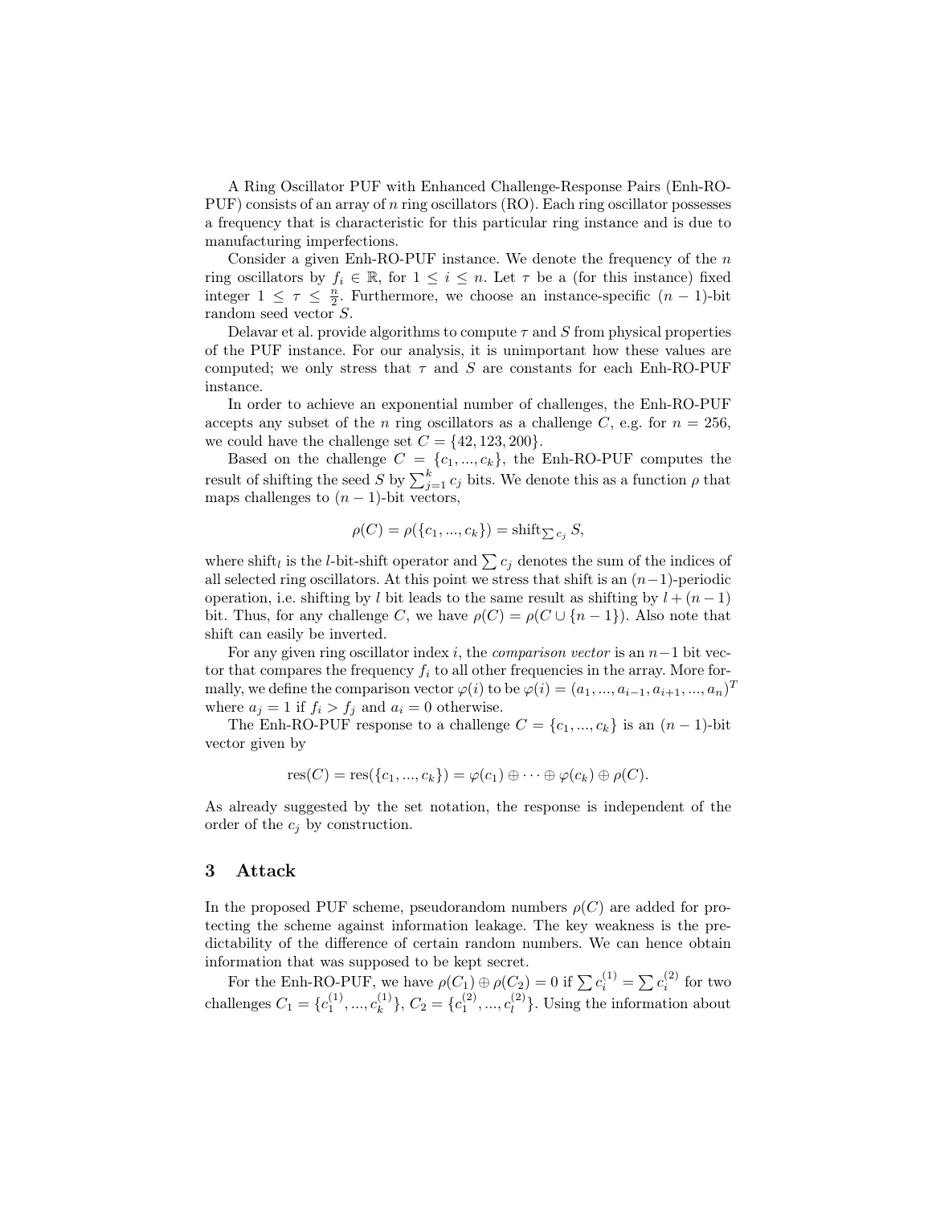A Ring Oscillator PUF with Enhanced Challenge-Response Pairs (Enh-RO-PUF) consists of an array of $n$ ring oscillators (RO). Each ring oscillator possesses a frequency that is characteristic for this particular ring instance and is due to manufacturing imperfections.

Consider a given Enh-RO-PUF instance. We denote the frequency of the $n$ ring oscillators by $f_i \in \mathbb{R}$, for $1 \leq i \leq n$. Let $\tau$ be a (for this instance) fixed integer $1 \leq \tau \leq \frac{n}{2}$. Furthermore, we choose an instance-specific $(n-1)$-bit random seed vector $S$.

Delavar et al. provide algorithms to compute $\tau$ and $S$ from physical properties of the PUF instance. For our analysis, it is unimportant how these values are computed; we only stress that $\tau$ and $S$ are constants for each Enh-RO-PUF instance.

In order to achieve an exponential number of challenges, the Enh-RO-PUF accepts any subset of the $n$ ring oscillators as a challenge $C$, e.g. for $n = 256$, we could have the challenge set $C = \{42, 123, 200\}$.

Based on the challenge $C = \{c_1, ..., c_k\}$, the Enh-RO-PUF computes the result of shifting the seed $S$ by $\sum_{j=1}^{k} c_j$ bits. We denote this as a function $\rho$ that maps challenges to $(n-1)$-bit vectors,

$$\rho(C) = \rho(\{c_1, ..., c_k\}) = \text{shift}_{\sum c_j} S,$$

where $\text{shift}_l$ is the $l$-bit-shift operator and $\sum c_j$ denotes the sum of the indices of all selected ring oscillators. At this point we stress that shift is an $(n-1)$-periodic operation, i.e. shifting by $l$ bit leads to the same result as shifting by $l + (n-1)$ bit. Thus, for any challenge $C$, we have $\rho(C) = \rho(C \cup \{n-1\})$. Also note that shift can easily be inverted.

For any given ring oscillator index $i$, the *comparison vector* is an $n-1$ bit vector that compares the frequency $f_i$ to all other frequencies in the array. More formally, we define the comparison vector $\varphi(i)$ to be $\varphi(i) = (a_1, ..., a_{i-1}, a_{i+1}, ..., a_n)^T$ where $a_j = 1$ if $f_i > f_j$ and $a_i = 0$ otherwise.

The Enh-RO-PUF response to a challenge $C = \{c_1, ..., c_k\}$ is an $(n-1)$-bit vector given by

$$\text{res}(C) = \text{res}(\{c_1, ..., c_k\}) = \varphi(c_1) \oplus \cdots \oplus \varphi(c_k) \oplus \rho(C).$$

As already suggested by the set notation, the response is independent of the order of the $c_j$ by construction.

## 3 Attack

In the proposed PUF scheme, pseudorandom numbers $\rho(C)$ are added for protecting the scheme against information leakage. The key weakness is the predictability of the difference of certain random numbers. We can hence obtain information that was supposed to be kept secret.

For the Enh-RO-PUF, we have $\rho(C_1) \oplus \rho(C_2) = 0$ if $\sum c_i^{(1)} = \sum c_i^{(2)}$ for two challenges $C_1 = \{c_1^{(1)}, ..., c_k^{(1)}\}$, $C_2 = \{c_1^{(2)}, ..., c_l^{(2)}\}$. Using the information about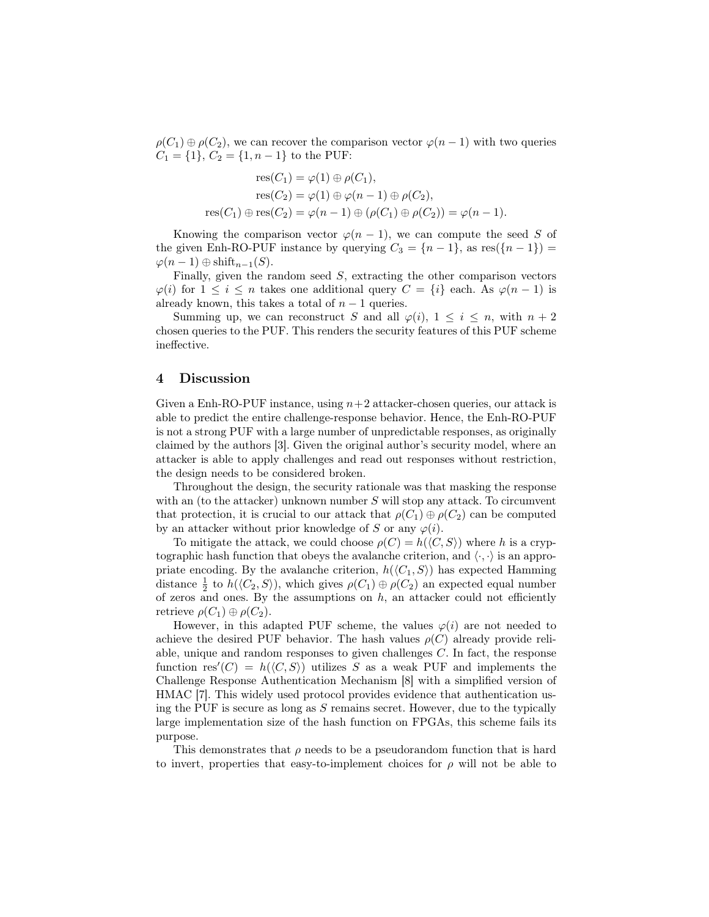$\rho(C_1) \oplus \rho(C_2)$, we can recover the comparison vector $\varphi(n-1)$ with two queries $C_1 = \{1\}$, $C_2 = \{1, n-1\}$ to the PUF:

$$
\begin{aligned}
\text{res}(C_1) &= \varphi(1) \oplus \rho(C_1), \\
\text{res}(C_2) &= \varphi(1) \oplus \varphi(n-1) \oplus \rho(C_2), \\
\text{res}(C_1) \oplus \text{res}(C_2) &= \varphi(n-1) \oplus (\rho(C_1) \oplus \rho(C_2)) = \varphi(n-1).
\end{aligned}
$$

Knowing the comparison vector $\varphi(n-1)$, we can compute the seed $S$ of the given Enh-RO-PUF instance by querying $C_3 = \{n-1\}$, as $\text{res}(\{n-1\}) = \varphi(n-1) \oplus \text{shift}_{n-1}(S)$.

Finally, given the random seed $S$, extracting the other comparison vectors $\varphi(i)$ for $1 \leq i \leq n$ takes one additional query $C = \{i\}$ each. As $\varphi(n-1)$ is already known, this takes a total of $n-1$ queries.

Summing up, we can reconstruct $S$ and all $\varphi(i)$, $1 \leq i \leq n$, with $n+2$ chosen queries to the PUF. This renders the security features of this PUF scheme ineffective.

## 4 Discussion

Given a Enh-RO-PUF instance, using $n+2$ attacker-chosen queries, our attack is able to predict the entire challenge-response behavior. Hence, the Enh-RO-PUF is not a strong PUF with a large number of unpredictable responses, as originally claimed by the authors [3]. Given the original author's security model, where an attacker is able to apply challenges and read out responses without restriction, the design needs to be considered broken.

Throughout the design, the security rationale was that masking the response with an (to the attacker) unknown number $S$ will stop any attack. To circumvent that protection, it is crucial to our attack that $\rho(C_1) \oplus \rho(C_2)$ can be computed by an attacker without prior knowledge of $S$ or any $\varphi(i)$.

To mitigate the attack, we could choose $\rho(C) = h(\langle C, S \rangle)$ where $h$ is a cryptographic hash function that obeys the avalanche criterion, and $\langle \cdot, \cdot \rangle$ is an appropriate encoding. By the avalanche criterion, $h(\langle C_1, S \rangle)$ has expected Hamming distance $\frac{1}{2}$ to $h(\langle C_2, S \rangle)$, which gives $\rho(C_1) \oplus \rho(C_2)$ an expected equal number of zeros and ones. By the assumptions on $h$, an attacker could not efficiently retrieve $\rho(C_1) \oplus \rho(C_2)$.

However, in this adapted PUF scheme, the values $\varphi(i)$ are not needed to achieve the desired PUF behavior. The hash values $\rho(C)$ already provide reliable, unique and random responses to given challenges $C$. In fact, the response function $\text{res}'(C) = h(\langle C, S \rangle)$ utilizes $S$ as a weak PUF and implements the Challenge Response Authentication Mechanism [8] with a simplified version of HMAC [7]. This widely used protocol provides evidence that authentication using the PUF is secure as long as $S$ remains secret. However, due to the typically large implementation size of the hash function on FPGAs, this scheme fails its purpose.

This demonstrates that $\rho$ needs to be a pseudorandom function that is hard to invert, properties that easy-to-implement choices for $\rho$ will not be able to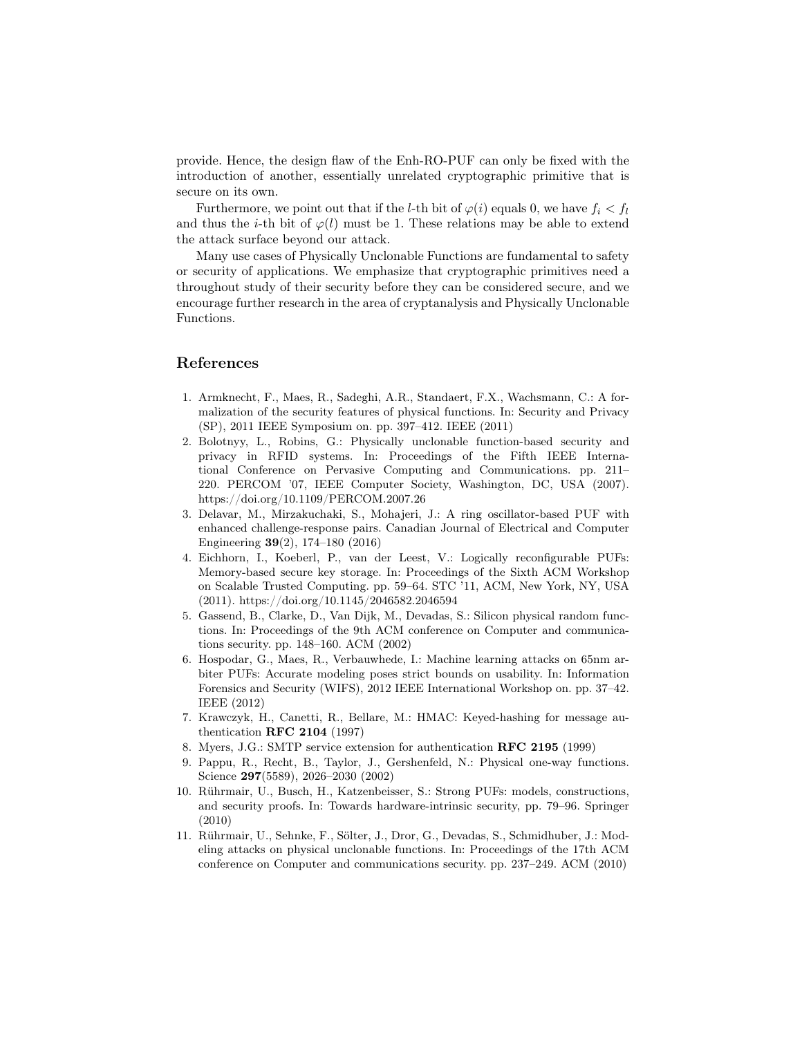provide. Hence, the design flaw of the Enh-RO-PUF can only be fixed with the introduction of another, essentially unrelated cryptographic primitive that is secure on its own.

Furthermore, we point out that if the $l$-th bit of $\varphi(i)$ equals 0, we have $f_i < f_l$ and thus the $i$-th bit of $\varphi(l)$ must be 1. These relations may be able to extend the attack surface beyond our attack.

Many use cases of Physically Unclonable Functions are fundamental to safety or security of applications. We emphasize that cryptographic primitives need a throughout study of their security before they can be considered secure, and we encourage further research in the area of cryptanalysis and Physically Unclonable Functions.

## References

1. Armknecht, F., Maes, R., Sadeghi, A.R., Standaert, F.X., Wachsmann, C.: A formalization of the security features of physical functions. In: Security and Privacy (SP), 2011 IEEE Symposium on. pp. 397–412. IEEE (2011)
2. Bolotnyy, L., Robins, G.: Physically unclonable function-based security and privacy in RFID systems. In: Proceedings of the Fifth IEEE International Conference on Pervasive Computing and Communications. pp. 211–220. PERCOM '07, IEEE Computer Society, Washington, DC, USA (2007). https://doi.org/10.1109/PERCOM.2007.26
3. Delavar, M., Mirzakuchaki, S., Mohajeri, J.: A ring oscillator-based PUF with enhanced challenge-response pairs. Canadian Journal of Electrical and Computer Engineering **39**(2), 174–180 (2016)
4. Eichhorn, I., Koeberl, P., van der Leest, V.: Logically reconfigurable PUFs: Memory-based secure key storage. In: Proceedings of the Sixth ACM Workshop on Scalable Trusted Computing. pp. 59–64. STC '11, ACM, New York, NY, USA (2011). https://doi.org/10.1145/2046582.2046594
5. Gassend, B., Clarke, D., Van Dijk, M., Devadas, S.: Silicon physical random functions. In: Proceedings of the 9th ACM conference on Computer and communications security. pp. 148–160. ACM (2002)
6. Hospodar, G., Maes, R., Verbauwhede, I.: Machine learning attacks on 65nm arbiter PUFs: Accurate modeling poses strict bounds on usability. In: Information Forensics and Security (WIFS), 2012 IEEE International Workshop on. pp. 37–42. IEEE (2012)
7. Krawczyk, H., Canetti, R., Bellare, M.: HMAC: Keyed-hashing for message authentication **RFC 2104** (1997)
8. Myers, J.G.: SMTP service extension for authentication **RFC 2195** (1999)
9. Pappu, R., Recht, B., Taylor, J., Gershenfeld, N.: Physical one-way functions. Science **297**(5589), 2026–2030 (2002)
10. Rührmair, U., Busch, H., Katzenbeisser, S.: Strong PUFs: models, constructions, and security proofs. In: Towards hardware-intrinsic security, pp. 79–96. Springer (2010)
11. Rührmair, U., Sehnke, F., Sölter, J., Dror, G., Devadas, S., Schmidhuber, J.: Modeling attacks on physical unclonable functions. In: Proceedings of the 17th ACM conference on Computer and communications security. pp. 237–249. ACM (2010)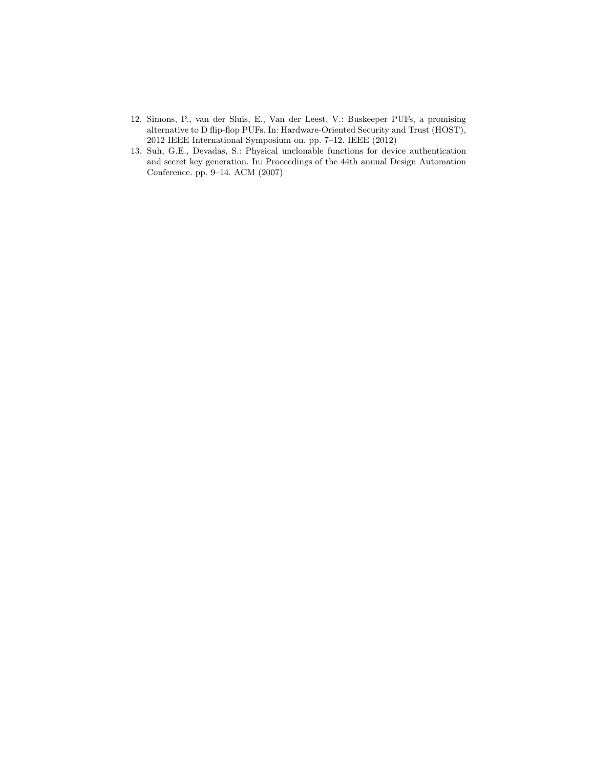12. Simons, P., van der Sluis, E., Van der Leest, V.: Buskeeper PUFs, a promising alternative to D flip-flop PUFs. In: Hardware-Oriented Security and Trust (HOST), 2012 IEEE International Symposium on. pp. 7–12. IEEE (2012)
13. Suh, G.E., Devadas, S.: Physical unclonable functions for device authentication and secret key generation. In: Proceedings of the 44th annual Design Automation Conference. pp. 9–14. ACM (2007)